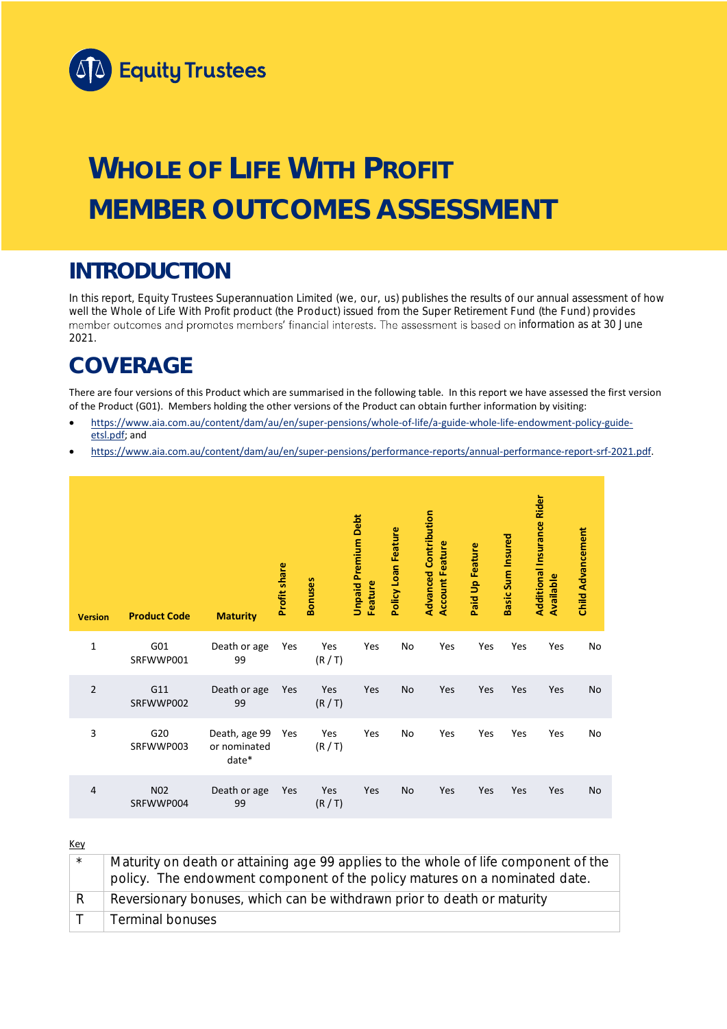Equity Trustees

# WHOLE OF LIFE WITH PROFIT MEMBER OUTCOMES ASSESSMENT

## INTRODUCTION

In this report, Equity Trustees Superannuation Limited (we, our, us) publishes the results of our annual assessment of how well the Whole of Life With Profit product (the Product) issued from the Super Retirement Fund (the Fund) provides member outcomes and promotes members' financial interests. The assessment is based on information as at 30 June 2021.

## COVERAGE

There are four versions of this Product which are summarised in the following table. In this report we have assessed the first version of the Product (G01). Members holding the other versions of the Product can obtain further information by visiting:

- https://www.aia.com.au/content/dam/au/en/super-pensions/whole-of-life/a-guide-whole-life-endowment-policy-guide-etsl.pdf; and
- https://www.aia.com.au/content/dam/au/en/super-pensions/performance-reports/annual-performance-report-srf-2021.pdf.

| Version | Product Code | Maturity | Profit share | Bonuses | Unpaid Premium Debt Feature | Policy Loan Feature | Advanced Contribution Account Feature | Paid Up Feature | Basic Sum Insured | Additional Insurance Rider Available | Child Advancement |
|---|---|---|---|---|---|---|---|---|---|---|---|
| 1 | G01 SRFWWP001 | Death or age 99 | Yes | Yes (R / T) | Yes | No | Yes | Yes | Yes | Yes | No |
| 2 | G11 SRFWWP002 | Death or age 99 | Yes | Yes (R / T) | Yes | No | Yes | Yes | Yes | Yes | No |
| 3 | G20 SRFWWP003 | Death, age 99 or nominated date* | Yes | Yes (R / T) | Yes | No | Yes | Yes | Yes | Yes | No |
| 4 | N02 SRFWWP004 | Death or age 99 | Yes | Yes (R / T) | Yes | No | Yes | Yes | Yes | Yes | No |

Key

| | |
|---|---|
| * | Maturity on death or attaining age 99 applies to the whole of life component of the policy. The endowment component of the policy matures on a nominated date. |
| R | Reversionary bonuses, which can be withdrawn prior to death or maturity |
| T | Terminal bonuses |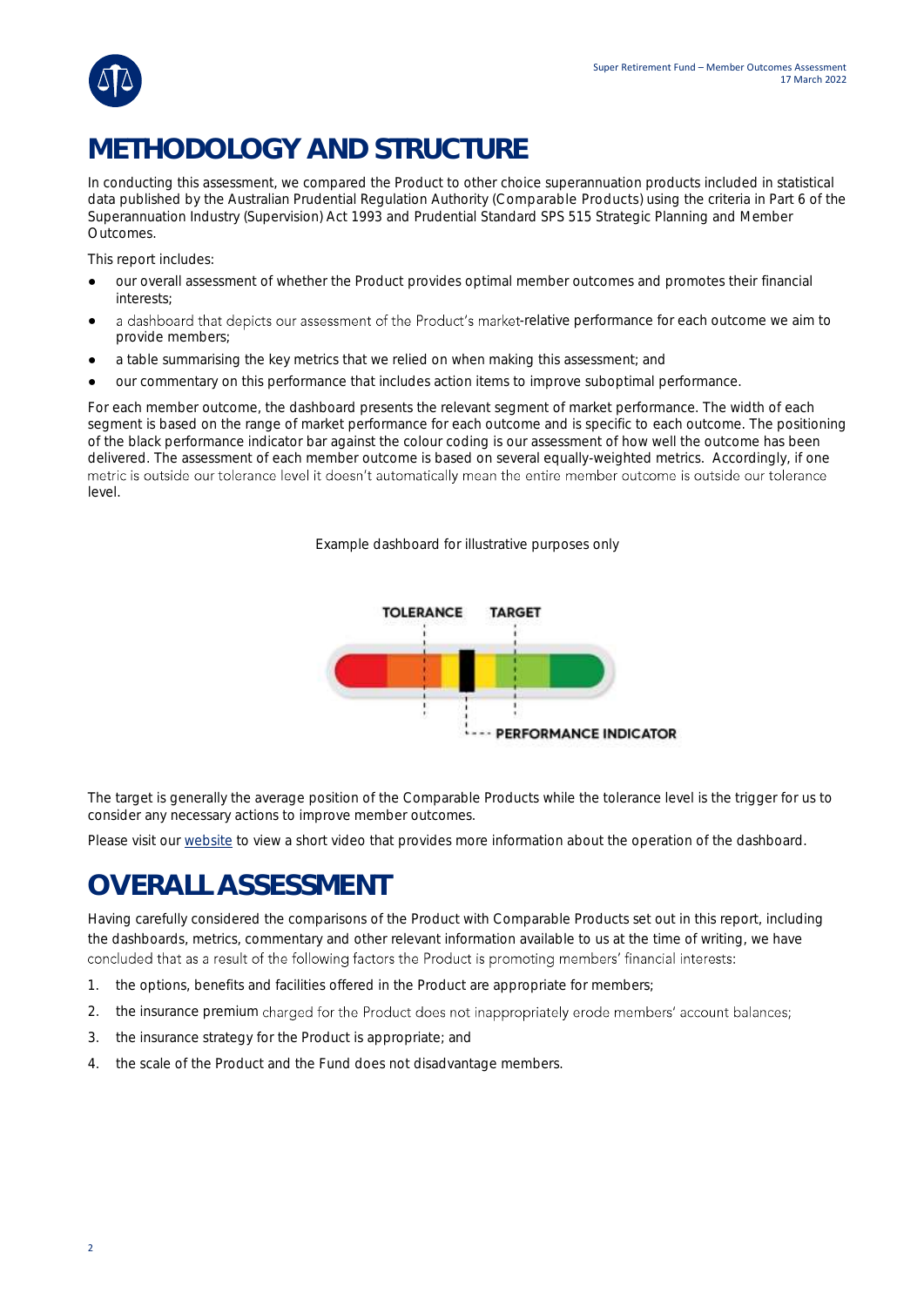# METHODOLOGY AND STRUCTURE

In conducting this assessment, we compared the Product to other choice superannuation products included in statistical data published by the Australian Prudential Regulation Authority (Comparable Products) using the criteria in Part 6 of the Superannuation Industry (Supervision) Act 1993 and Prudential Standard SPS 515 Strategic Planning and Member Outcomes.

This report includes:

- our overall assessment of whether the Product provides optimal member outcomes and promotes their financial interests;
- a dashboard that depicts our assessment of the Product's market-relative performance for each outcome we aim to provide members;
- a table summarising the key metrics that we relied on when making this assessment; and
- our commentary on this performance that includes action items to improve suboptimal performance.

For each member outcome, the dashboard presents the relevant segment of market performance. The width of each segment is based on the range of market performance for each outcome and is specific to each outcome. The positioning of the black performance indicator bar against the colour coding is our assessment of how well the outcome has been delivered. The assessment of each member outcome is based on several equally-weighted metrics. Accordingly, if one metric is outside our tolerance level it doesn't automatically mean the entire member outcome is outside our tolerance level.

Example dashboard for illustrative purposes only

TOLERANCE TARGET

PERFORMANCE INDICATOR

The target is generally the average position of the Comparable Products while the tolerance level is the trigger for us to consider any necessary actions to improve member outcomes.

Please visit our website to view a short video that provides more information about the operation of the dashboard.

# OVERALL ASSESSMENT

Having carefully considered the comparisons of the Product with Comparable Products set out in this report, including the dashboards, metrics, commentary and other relevant information available to us at the time of writing, we have concluded that as a result of the following factors the Product is promoting members' financial interests:

1. the options, benefits and facilities offered in the Product are appropriate for members;
2. the insurance premium charged for the Product does not inappropriately erode members' account balances;
3. the insurance strategy for the Product is appropriate; and
4. the scale of the Product and the Fund does not disadvantage members.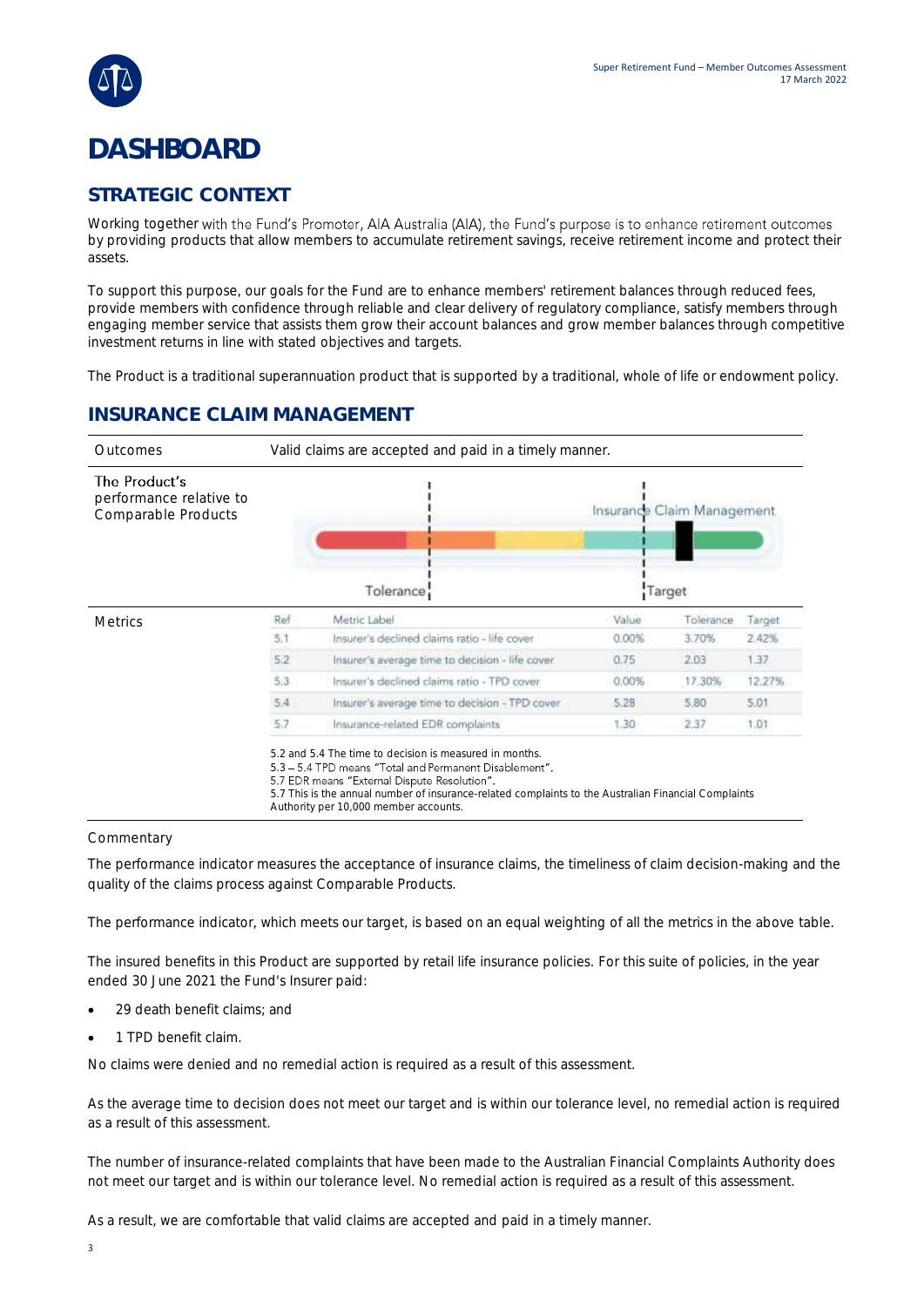# DASHBOARD

## STRATEGIC CONTEXT

Working together with the Fund's Promoter, AIA Australia (AIA), the Fund's purpose is to enhance retirement outcomes by providing products that allow members to accumulate retirement savings, receive retirement income and protect their assets.

To support this purpose, our goals for the Fund are to enhance members' retirement balances through reduced fees, provide members with confidence through reliable and clear delivery of regulatory compliance, satisfy members through engaging member service that assists them grow their account balances and grow member balances through competitive investment returns in line with stated objectives and targets.

The Product is a traditional superannuation product that is supported by a traditional, whole of life or endowment policy.

## INSURANCE CLAIM MANAGEMENT

**Outcomes**

Valid claims are accepted and paid in a timely manner.

**The Product's performance relative to Comparable Products**

Insurance Claim Management

Tolerance | Target

**Metrics**

| Ref | Metric Label | Value | Tolerance | Target |
|---|---|---|---|---|
| 5.1 | Insurer's declined claims ratio - life cover | 0.00% | 3.70% | 2.42% |
| 5.2 | Insurer's average time to decision - life cover | 0.75 | 2.03 | 1.37 |
| 5.3 | Insurer's declined claims ratio - TPD cover | 0.00% | 17.30% | 12.27% |
| 5.4 | Insurer's average time to decision - TPD cover | 5.28 | 5.80 | 5.01 |
| 5.7 | Insurance-related EDR complaints | 1.30 | 2.37 | 1.01 |

5.2 and 5.4 The time to decision is measured in months.
5.3 – 5.4 TPD means "Total and Permanent Disablement".
5.7 EDR means "External Dispute Resolution".
5.7 This is the annual number of insurance-related complaints to the Australian Financial Complaints Authority per 10,000 member accounts.

**Commentary**

The performance indicator measures the acceptance of insurance claims, the timeliness of claim decision-making and the quality of the claims process against Comparable Products.

The performance indicator, which meets our target, is based on an equal weighting of all the metrics in the above table.

The insured benefits in this Product are supported by retail life insurance policies. For this suite of policies, in the year ended 30 June 2021 the Fund's Insurer paid:

- 29 death benefit claims; and
- 1 TPD benefit claim.

No claims were denied and no remedial action is required as a result of this assessment.

As the average time to decision does not meet our target and is within our tolerance level, no remedial action is required as a result of this assessment.

The number of insurance-related complaints that have been made to the Australian Financial Complaints Authority does not meet our target and is within our tolerance level. No remedial action is required as a result of this assessment.

As a result, we are comfortable that valid claims are accepted and paid in a timely manner.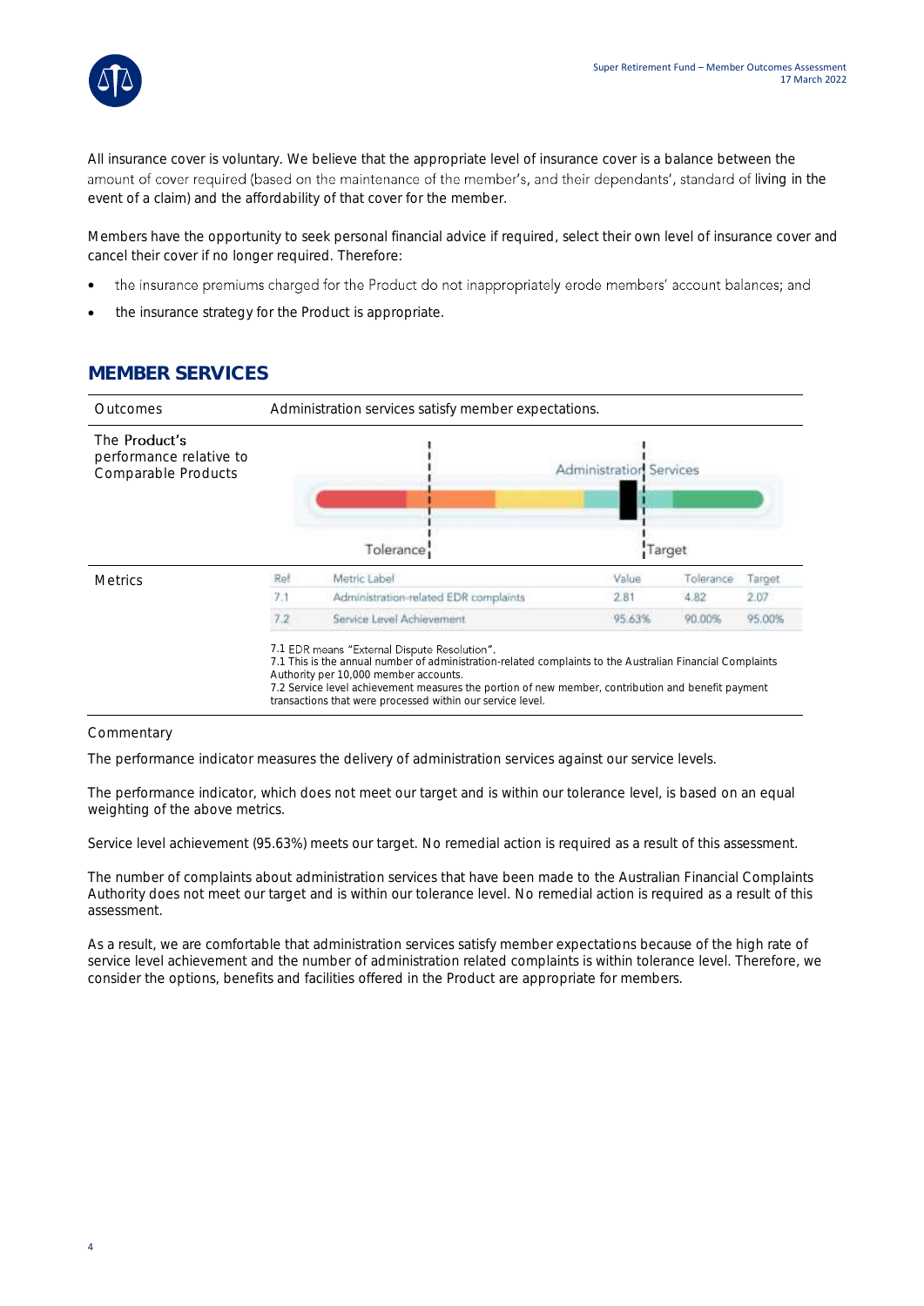All insurance cover is voluntary. We believe that the appropriate level of insurance cover is a balance between the amount of cover required (based on the maintenance of the member's, and their dependants', standard of living in the event of a claim) and the affordability of that cover for the member.

Members have the opportunity to seek personal financial advice if required, select their own level of insurance cover and cancel their cover if no longer required. Therefore:

- the insurance premiums charged for the Product do not inappropriately erode members' account balances; and
- the insurance strategy for the Product is appropriate.

## MEMBER SERVICES

| | |
|---|---|
| Outcomes | Administration services satisfy member expectations. |
| The Product's performance relative to Comparable Products | Administration Services (Tolerance / Target) |

**Metrics**

| Ref | Metric Label | Value | Tolerance | Target |
|---|---|---|---|---|
| 7.1 | Administration-related EDR complaints | 2.81 | 4.82 | 2.07 |
| 7.2 | Service Level Achievement | 95.63% | 90.00% | 95.00% |

7.1 EDR means "External Dispute Resolution".
7.1 This is the annual number of administration-related complaints to the Australian Financial Complaints Authority per 10,000 member accounts.
7.2 Service level achievement measures the portion of new member, contribution and benefit payment transactions that were processed within our service level.

Commentary

The performance indicator measures the delivery of administration services against our service levels.

The performance indicator, which does not meet our target and is within our tolerance level, is based on an equal weighting of the above metrics.

Service level achievement (95.63%) meets our target. No remedial action is required as a result of this assessment.

The number of complaints about administration services that have been made to the Australian Financial Complaints Authority does not meet our target and is within our tolerance level. No remedial action is required as a result of this assessment.

As a result, we are comfortable that administration services satisfy member expectations because of the high rate of service level achievement and the number of administration related complaints is within tolerance level. Therefore, we consider the options, benefits and facilities offered in the Product are appropriate for members.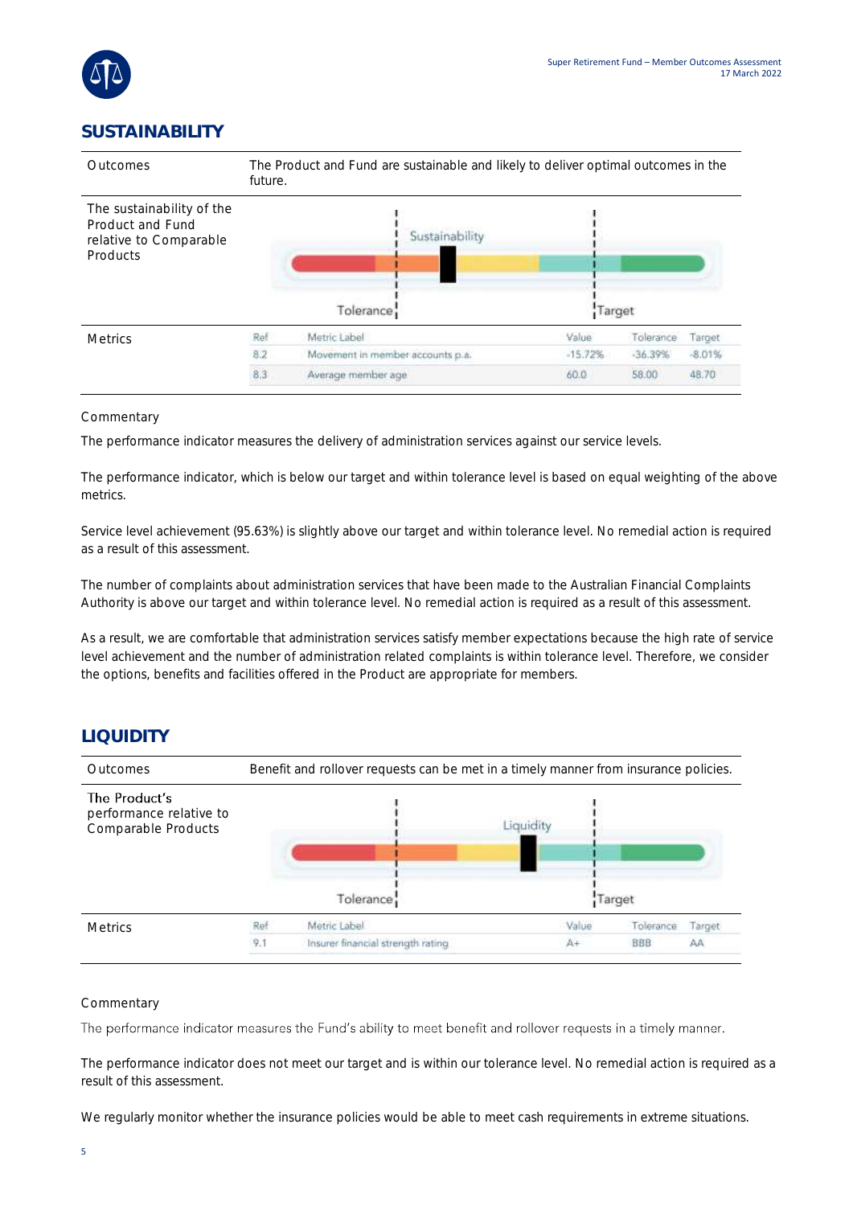## SUSTAINABILITY

| | |
|---|---|
| Outcomes | The Product and Fund are sustainable and likely to deliver optimal outcomes in the future. |
| The sustainability of the Product and Fund relative to Comparable Products | Sustainability<br>Tolerance<br>Target |
| Metrics | |

| Ref | Metric Label | Value | Tolerance | Target |
|---|---|---|---|---|
| 8.2 | Movement in member accounts p.a. | -15.72% | -36.39% | -8.01% |
| 8.3 | Average member age | 60.0 | 58.00 | 48.70 |

Commentary

The performance indicator measures the delivery of administration services against our service levels.

The performance indicator, which is below our target and within tolerance level is based on equal weighting of the above metrics.

Service level achievement (95.63%) is slightly above our target and within tolerance level. No remedial action is required as a result of this assessment.

The number of complaints about administration services that have been made to the Australian Financial Complaints Authority is above our target and within tolerance level. No remedial action is required as a result of this assessment.

As a result, we are comfortable that administration services satisfy member expectations because the high rate of service level achievement and the number of administration related complaints is within tolerance level. Therefore, we consider the options, benefits and facilities offered in the Product are appropriate for members.

## LIQUIDITY

| | |
|---|---|
| Outcomes | Benefit and rollover requests can be met in a timely manner from insurance policies. |
| The Product's performance relative to Comparable Products | Liquidity<br>Tolerance<br>Target |
| Metrics | |

| Ref | Metric Label | Value | Tolerance | Target |
|---|---|---|---|---|
| 9.1 | Insurer financial strength rating | A+ | BBB | AA |

Commentary

The performance indicator measures the Fund's ability to meet benefit and rollover requests in a timely manner.

The performance indicator does not meet our target and is within our tolerance level. No remedial action is required as a result of this assessment.

We regularly monitor whether the insurance policies would be able to meet cash requirements in extreme situations.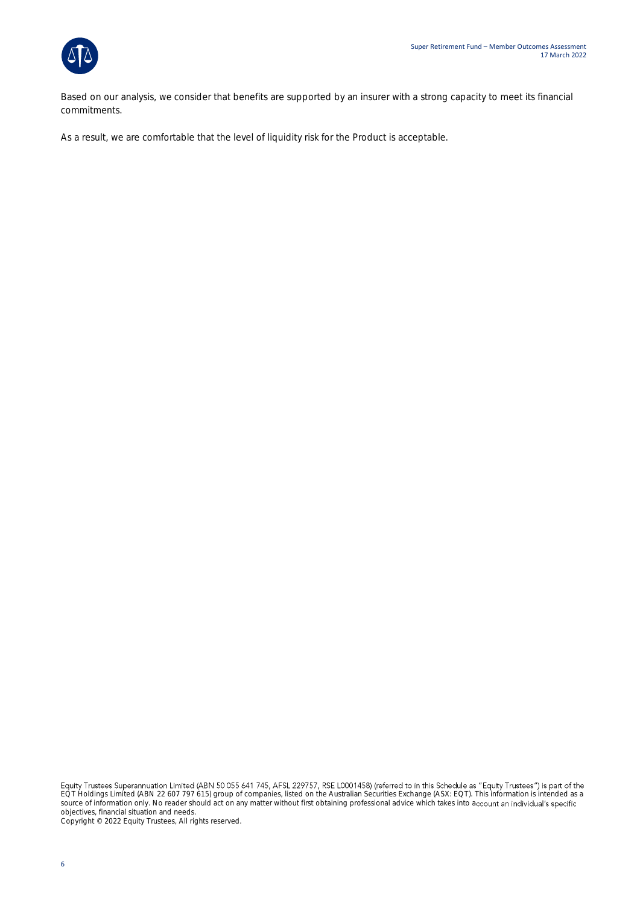Based on our analysis, we consider that benefits are supported by an insurer with a strong capacity to meet its financial commitments.

As a result, we are comfortable that the level of liquidity risk for the Product is acceptable.

Equity Trustees Superannuation Limited (ABN 50 055 641 745, AFSL 229757, RSE L0001458) (referred to in this Schedule as "Equity Trustees") is part of the EQT Holdings Limited (ABN 22 607 797 615) group of companies, listed on the Australian Securities Exchange (ASX: EQT). This information is intended as a source of information only. No reader should act on any matter without first obtaining professional advice which takes into account an individual's specific objectives, financial situation and needs.
Copyright © 2022 Equity Trustees, All rights reserved.